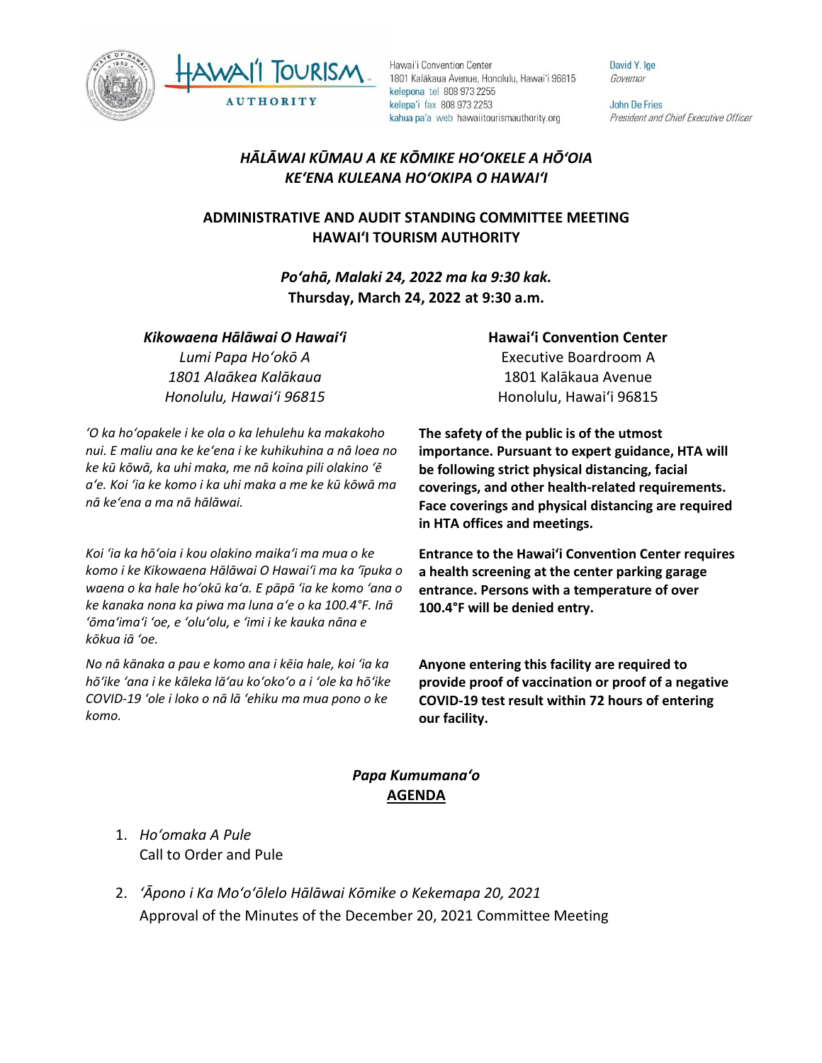Hawaiʻi Convention Center
1801 Kalākaua Avenue, Honolulu, Hawaiʻi 96815
kelepona tel 808 973 2255
kelepaʻi fax 808 973 2253
kahua paʻa web hawaiitourismauthority.org

David Y. Ige
*Governor*

John De Fries
*President and Chief Executive Officer*

# *HĀLĀWAI KŪMAU A KE KŌMIKE HOʻOKELE A HŌʻOIA KEʻENA KULEANA HOʻOKIPA O HAWAIʻI*

# ADMINISTRATIVE AND AUDIT STANDING COMMITTEE MEETING HAWAIʻI TOURISM AUTHORITY

***Poʻahā, Malaki 24, 2022 ma ka 9:30 kak.***
**Thursday, March 24, 2022 at 9:30 a.m.**

***Kikowaena Hālāwai O Hawaiʻi***
*Lumi Papa Hoʻokō A*
*1801 Alaākea Kalākaua*
*Honolulu, Hawaiʻi 96815*

**Hawaiʻi Convention Center**
Executive Boardroom A
1801 Kalākaua Avenue
Honolulu, Hawaiʻi 96815

*ʻO ka hoʻopakele i ke ola o ka lehulehu ka makakoho nui. E maliu ana ke keʻena i ke kuhikuhina a nā loea no ke kū kōwā, ka uhi maka, me nā koina pili olakino ʻē aʻe. Koi ʻia ke komo i ka uhi maka a me ke kū kōwā ma nā keʻena a ma nā hālāwai.*

**The safety of the public is of the utmost importance. Pursuant to expert guidance, HTA will be following strict physical distancing, facial coverings, and other health-related requirements. Face coverings and physical distancing are required in HTA offices and meetings.**

*Koi ʻia ka hōʻoia i kou olakino maikaʻi ma mua o ke komo i ke Kikowaena Hālāwai O Hawaiʻi ma ka ʻīpuka o waena o ka hale hoʻokū kaʻa. E pāpā ʻia ke komo ʻana o ke kanaka nona ka piwa ma luna aʻe o ka 100.4°F. Inā ʻōmaʻimaʻi ʻoe, e ʻoluʻolu, e ʻimi i ke kauka nāna e kōkua iā ʻoe.*

**Entrance to the Hawaiʻi Convention Center requires a health screening at the center parking garage entrance. Persons with a temperature of over 100.4°F will be denied entry.**

*No nā kānaka a pau e komo ana i kēia hale, koi ʻia ka hōʻike ʻana i ke kāleka lāʻau koʻokoʻo a i ʻole ka hōʻike COVID-19 ʻole i loko o nā lā ʻehiku ma mua pono o ke komo.*

**Anyone entering this facility are required to provide proof of vaccination or proof of a negative COVID-19 test result within 72 hours of entering our facility.**

## *Papa Kumumanaʻo*
## AGENDA

1. *Hoʻomaka A Pule*
   Call to Order and Pule

2. *ʻĀpono i Ka Moʻoʻōlelo Hālāwai Kōmike o Kekemapa 20, 2021*
   Approval of the Minutes of the December 20, 2021 Committee Meeting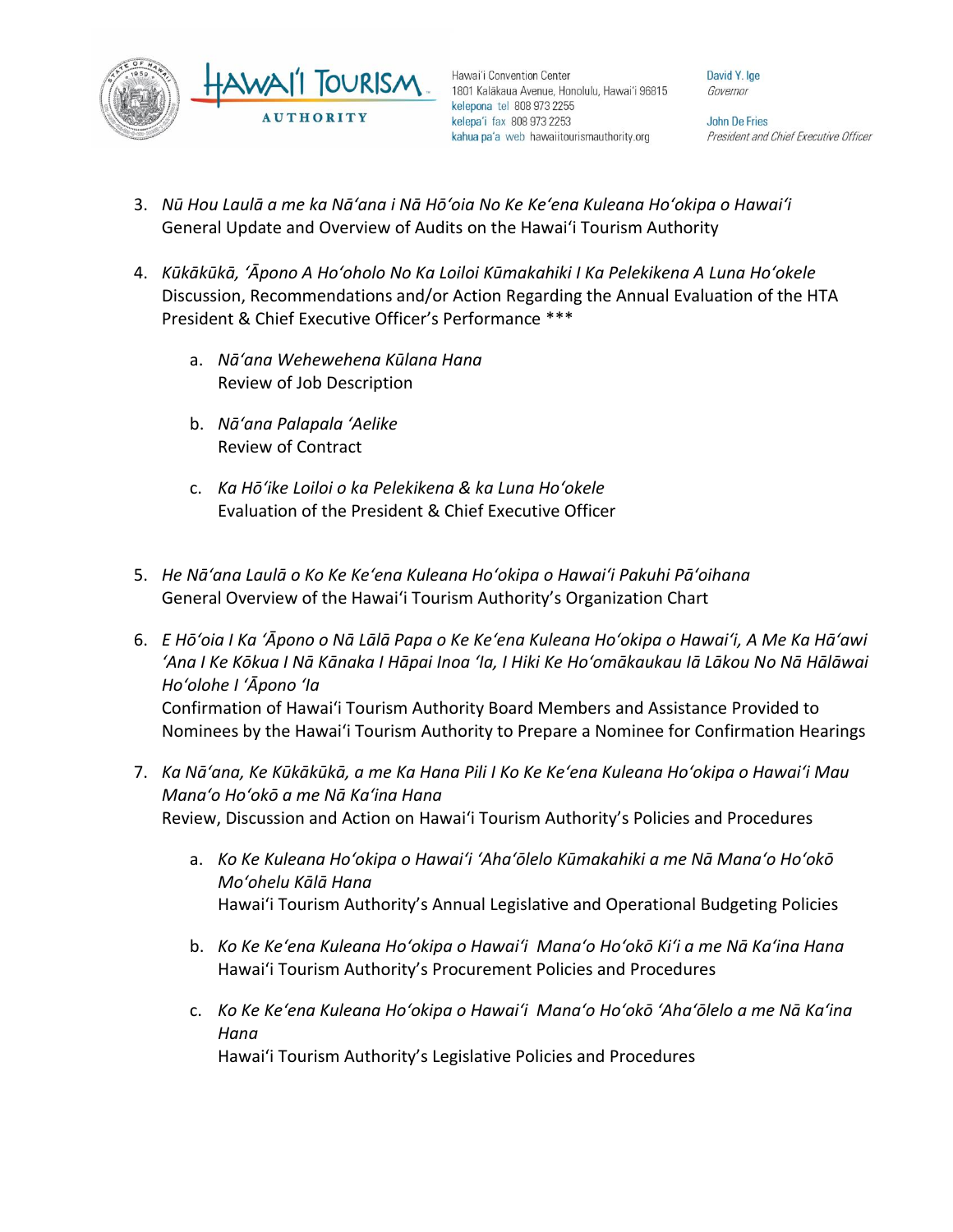3. *Nū Hou Laulā a me ka Nāʻana i Nā Hōʻoia No Ke Keʻena Kuleana Hoʻokipa o Hawaiʻi*
   General Update and Overview of Audits on the Hawaiʻi Tourism Authority

4. *Kūkākūkā, ʻĀpono A Hoʻoholo No Ka Loiloi Kūmakahiki I Ka Pelekikena A Luna Hoʻokele*
   Discussion, Recommendations and/or Action Regarding the Annual Evaluation of the HTA President & Chief Executive Officer's Performance ***

   a. *Nāʻana Wehewehena Kūlana Hana*
      Review of Job Description

   b. *Nāʻana Palapala ʻAelike*
      Review of Contract

   c. *Ka Hōʻike Loiloi o ka Pelekikena & ka Luna Hoʻokele*
      Evaluation of the President & Chief Executive Officer

5. *He Nāʻana Laulā o Ko Ke Keʻena Kuleana Hoʻokipa o Hawaiʻi Pakuhi Pāʻoihana*
   General Overview of the Hawaiʻi Tourism Authority's Organization Chart

6. *E Hōʻoia I Ka ʻĀpono o Nā Lālā Papa o Ke Keʻena Kuleana Hoʻokipa o Hawaiʻi, A Me Ka Hāʻawi ʻAna I Ke Kōkua I Nā Kānaka I Hāpai Inoa ʻIa, I Hiki Ke Hoʻomākaukau Iā Lākou No Nā Hālāwai Hoʻolohe I ʻĀpono ʻIa*
   Confirmation of Hawaiʻi Tourism Authority Board Members and Assistance Provided to Nominees by the Hawaiʻi Tourism Authority to Prepare a Nominee for Confirmation Hearings

7. *Ka Nāʻana, Ke Kūkākūkā, a me Ka Hana Pili I Ko Ke Keʻena Kuleana Hoʻokipa o Hawaiʻi Mau Manaʻo Hoʻokō a me Nā Kaʻina Hana*
   Review, Discussion and Action on Hawaiʻi Tourism Authority's Policies and Procedures

   a. *Ko Ke Kuleana Hoʻokipa o Hawaiʻi ʻAhaʻōlelo Kūmakahiki a me Nā Manaʻo Hoʻokō Moʻohelu Kālā Hana*
      Hawaiʻi Tourism Authority's Annual Legislative and Operational Budgeting Policies

   b. *Ko Ke Keʻena Kuleana Hoʻokipa o Hawaiʻi Manaʻo Hoʻokō Kiʻi a me Nā Kaʻina Hana*
      Hawaiʻi Tourism Authority's Procurement Policies and Procedures

   c. *Ko Ke Keʻena Kuleana Hoʻokipa o Hawaiʻi Manaʻo Hoʻokō ʻAhaʻōlelo a me Nā Kaʻina Hana*
      Hawaiʻi Tourism Authority's Legislative Policies and Procedures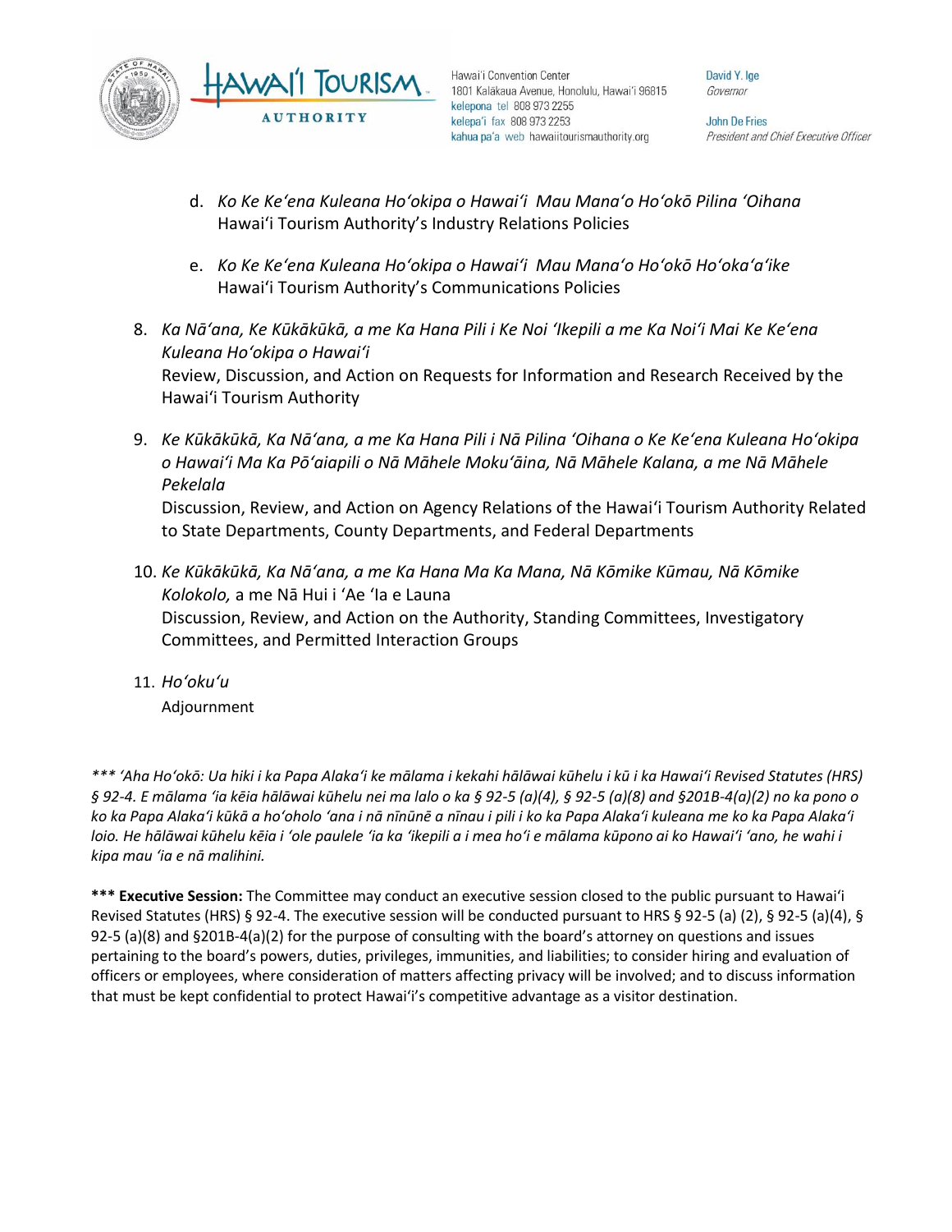d. *Ko Ke Keʻena Kuleana Hoʻokipa o Hawaiʻi  Mau Manaʻo Hoʻokō Pilina ʻOihana*  
   Hawaiʻi Tourism Authority's Industry Relations Policies

e. *Ko Ke Keʻena Kuleana Hoʻokipa o Hawaiʻi  Mau Manaʻo Hoʻokō Hoʻokaʻaʻike*  
   Hawaiʻi Tourism Authority's Communications Policies

8. *Ka Nāʻana, Ke Kūkākūkā, a me Ka Hana Pili i Ke Noi ʻIkepili a me Ka Noiʻi Mai Ke Keʻena Kuleana Hoʻokipa o Hawaiʻi*  
   Review, Discussion, and Action on Requests for Information and Research Received by the Hawaiʻi Tourism Authority

9. *Ke Kūkākūkā, Ka Nāʻana, a me Ka Hana Pili i Nā Pilina ʻOihana o Ke Keʻena Kuleana Hoʻokipa o Hawaiʻi Ma Ka Pōʻaiapili o Nā Māhele Mokuʻāina, Nā Māhele Kalana, a me Nā Māhele Pekelala*  
   Discussion, Review, and Action on Agency Relations of the Hawaiʻi Tourism Authority Related to State Departments, County Departments, and Federal Departments

10. *Ke Kūkākūkā, Ka Nāʻana, a me Ka Hana Ma Ka Mana, Nā Kōmike Kūmau, Nā Kōmike Kolokolo,* a me Nā Hui i ʻAe ʻIa e Launa  
    Discussion, Review, and Action on the Authority, Standing Committees, Investigatory Committees, and Permitted Interaction Groups

11. *Hoʻokuʻu*  
    Adjournment

*\*\*\* ʻAha Hoʻokō: Ua hiki i ka Papa Alakaʻi ke mālama i kekahi hālāwai kūhelu i kū i ka Hawaiʻi Revised Statutes (HRS) § 92-4. E mālama ʻia kēia hālāwai kūhelu nei ma lalo o ka § 92-5 (a)(4), § 92-5 (a)(8) and §201B-4(a)(2) no ka pono o ko ka Papa Alakaʻi kūkā a hoʻoholo ʻana i nā nīnūnē a nīnau i pili i ko ka Papa Alakaʻi kuleana me ko ka Papa Alakaʻi loio. He hālāwai kūhelu kēia i ʻole paulele ʻia ka ʻikepili a i mea hoʻi e mālama kūpono ai ko Hawaiʻi ʻano, he wahi i kipa mau ʻia e nā malihini.*

**\*\*\* Executive Session:** The Committee may conduct an executive session closed to the public pursuant to Hawaiʻi Revised Statutes (HRS) § 92-4. The executive session will be conducted pursuant to HRS § 92-5 (a) (2), § 92-5 (a)(4), § 92-5 (a)(8) and §201B-4(a)(2) for the purpose of consulting with the board's attorney on questions and issues pertaining to the board's powers, duties, privileges, immunities, and liabilities; to consider hiring and evaluation of officers or employees, where consideration of matters affecting privacy will be involved; and to discuss information that must be kept confidential to protect Hawaiʻi's competitive advantage as a visitor destination.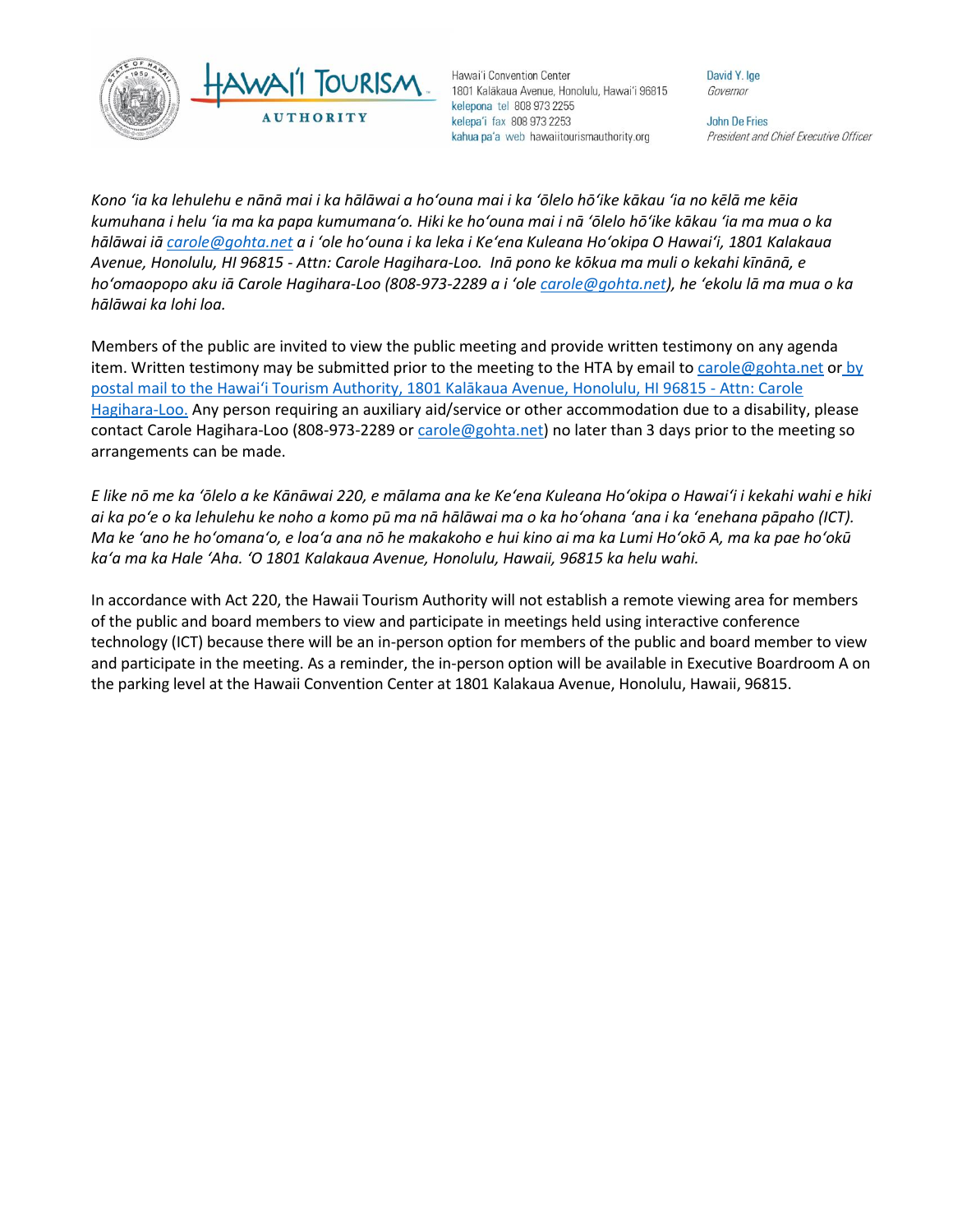Hawaiʻi Convention Center
1801 Kalākaua Avenue, Honolulu, Hawaiʻi 96815
kelepona tel 808 973 2255
kelepaʻi fax 808 973 2253
kahua paʻa web hawaiitourismauthority.org

David Y. Ige
*Governor*

John De Fries
*President and Chief Executive Officer*

*Kono ʻia ka lehulehu e nānā mai i ka hālāwai a hoʻouna mai i ka ʻōlelo hōʻike kākau ʻia no kēlā me kēia kumuhana i helu ʻia ma ka papa kumumanaʻo. Hiki ke hoʻouna mai i nā ʻōlelo hōʻike kākau ʻia ma mua o ka hālāwai iā [carole@gohta.net](mailto:carole@gohta.net) a i ʻole hoʻouna i ka leka i Keʻena Kuleana Hoʻokipa O Hawaiʻi, 1801 Kalakaua Avenue, Honolulu, HI 96815 - Attn: Carole Hagihara-Loo. Inā pono ke kōkua ma muli o kekahi kīnānā, e hoʻomaopopo aku iā Carole Hagihara-Loo (808-973-2289 a i ʻole [carole@gohta.net](mailto:carole@gohta.net)), he ʻekolu lā ma mua o ka hālāwai ka lohi loa.*

Members of the public are invited to view the public meeting and provide written testimony on any agenda item. Written testimony may be submitted prior to the meeting to the HTA by email to [carole@gohta.net](mailto:carole@gohta.net) or by postal mail to the Hawaiʻi Tourism Authority, 1801 Kalākaua Avenue, Honolulu, HI 96815 - Attn: Carole Hagihara-Loo. Any person requiring an auxiliary aid/service or other accommodation due to a disability, please contact Carole Hagihara-Loo (808-973-2289 or [carole@gohta.net](mailto:carole@gohta.net)) no later than 3 days prior to the meeting so arrangements can be made.

*E like nō me ka ʻōlelo a ke Kānāwai 220, e mālama ana ke Keʻena Kuleana Hoʻokipa o Hawaiʻi i kekahi wahi e hiki ai ka poʻe o ka lehulehu ke noho a komo pū ma nā hālāwai ma o ka hoʻohana ʻana i ka ʻenehana pāpaho (ICT). Ma ke ʻano he hoʻomanaʻo, e loaʻa ana nō he makakoho e hui kino ai ma ka Lumi Hoʻokō A, ma ka pae hoʻokū kaʻa ma ka Hale ʻAha. ʻO 1801 Kalakaua Avenue, Honolulu, Hawaii, 96815 ka helu wahi.*

In accordance with Act 220, the Hawaii Tourism Authority will not establish a remote viewing area for members of the public and board members to view and participate in meetings held using interactive conference technology (ICT) because there will be an in-person option for members of the public and board member to view and participate in the meeting. As a reminder, the in-person option will be available in Executive Boardroom A on the parking level at the Hawaii Convention Center at 1801 Kalakaua Avenue, Honolulu, Hawaii, 96815.